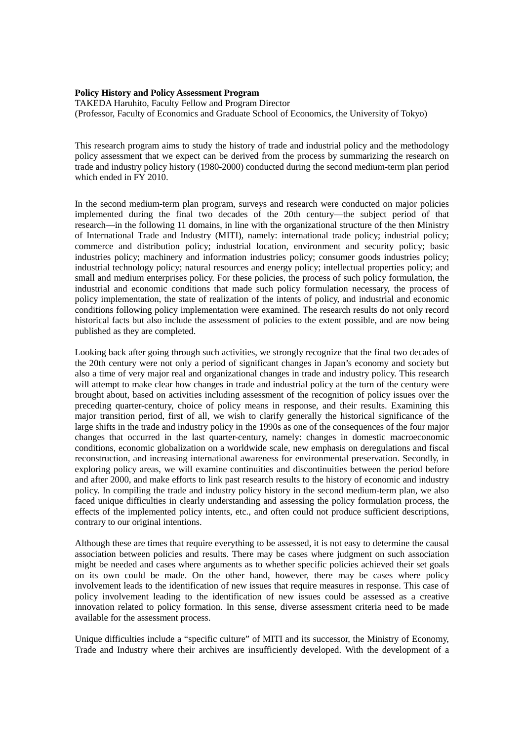**Policy History and Policy Assessment Program**

TAKEDA Haruhito, Faculty Fellow and Program Director
(Professor, Faculty of Economics and Graduate School of Economics, the University of Tokyo)

This research program aims to study the history of trade and industrial policy and the methodology policy assessment that we expect can be derived from the process by summarizing the research on trade and industry policy history (1980-2000) conducted during the second medium-term plan period which ended in FY 2010.

In the second medium-term plan program, surveys and research were conducted on major policies implemented during the final two decades of the 20th century—the subject period of that research—in the following 11 domains, in line with the organizational structure of the then Ministry of International Trade and Industry (MITI), namely: international trade policy; industrial policy; commerce and distribution policy; industrial location, environment and security policy; basic industries policy; machinery and information industries policy; consumer goods industries policy; industrial technology policy; natural resources and energy policy; intellectual properties policy; and small and medium enterprises policy. For these policies, the process of such policy formulation, the industrial and economic conditions that made such policy formulation necessary, the process of policy implementation, the state of realization of the intents of policy, and industrial and economic conditions following policy implementation were examined. The research results do not only record historical facts but also include the assessment of policies to the extent possible, and are now being published as they are completed.

Looking back after going through such activities, we strongly recognize that the final two decades of the 20th century were not only a period of significant changes in Japan's economy and society but also a time of very major real and organizational changes in trade and industry policy. This research will attempt to make clear how changes in trade and industrial policy at the turn of the century were brought about, based on activities including assessment of the recognition of policy issues over the preceding quarter-century, choice of policy means in response, and their results. Examining this major transition period, first of all, we wish to clarify generally the historical significance of the large shifts in the trade and industry policy in the 1990s as one of the consequences of the four major changes that occurred in the last quarter-century, namely: changes in domestic macroeconomic conditions, economic globalization on a worldwide scale, new emphasis on deregulations and fiscal reconstruction, and increasing international awareness for environmental preservation. Secondly, in exploring policy areas, we will examine continuities and discontinuities between the period before and after 2000, and make efforts to link past research results to the history of economic and industry policy. In compiling the trade and industry policy history in the second medium-term plan, we also faced unique difficulties in clearly understanding and assessing the policy formulation process, the effects of the implemented policy intents, etc., and often could not produce sufficient descriptions, contrary to our original intentions.

Although these are times that require everything to be assessed, it is not easy to determine the causal association between policies and results. There may be cases where judgment on such association might be needed and cases where arguments as to whether specific policies achieved their set goals on its own could be made. On the other hand, however, there may be cases where policy involvement leads to the identification of new issues that require measures in response. This case of policy involvement leading to the identification of new issues could be assessed as a creative innovation related to policy formation. In this sense, diverse assessment criteria need to be made available for the assessment process.

Unique difficulties include a "specific culture" of MITI and its successor, the Ministry of Economy, Trade and Industry where their archives are insufficiently developed. With the development of a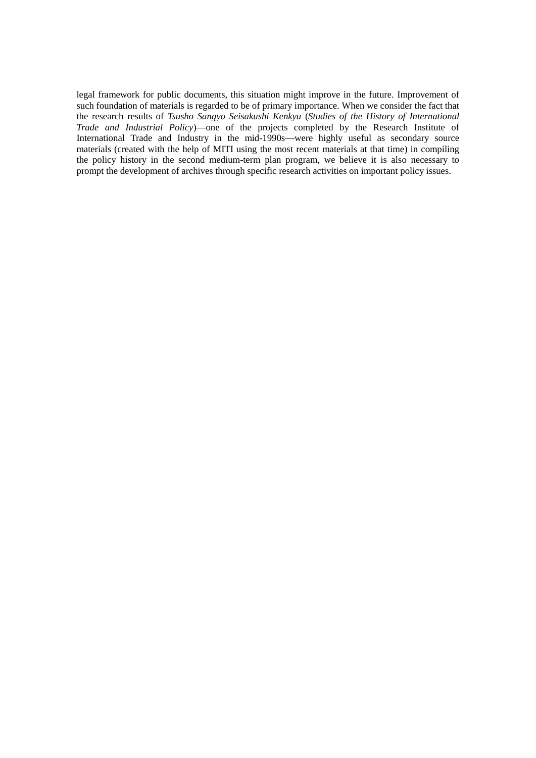legal framework for public documents, this situation might improve in the future. Improvement of such foundation of materials is regarded to be of primary importance. When we consider the fact that the research results of *Tsusho Sangyo Seisakushi Kenkyu* (*Studies of the History of International Trade and Industrial Policy*)—one of the projects completed by the Research Institute of International Trade and Industry in the mid-1990s—were highly useful as secondary source materials (created with the help of MITI using the most recent materials at that time) in compiling the policy history in the second medium-term plan program, we believe it is also necessary to prompt the development of archives through specific research activities on important policy issues.